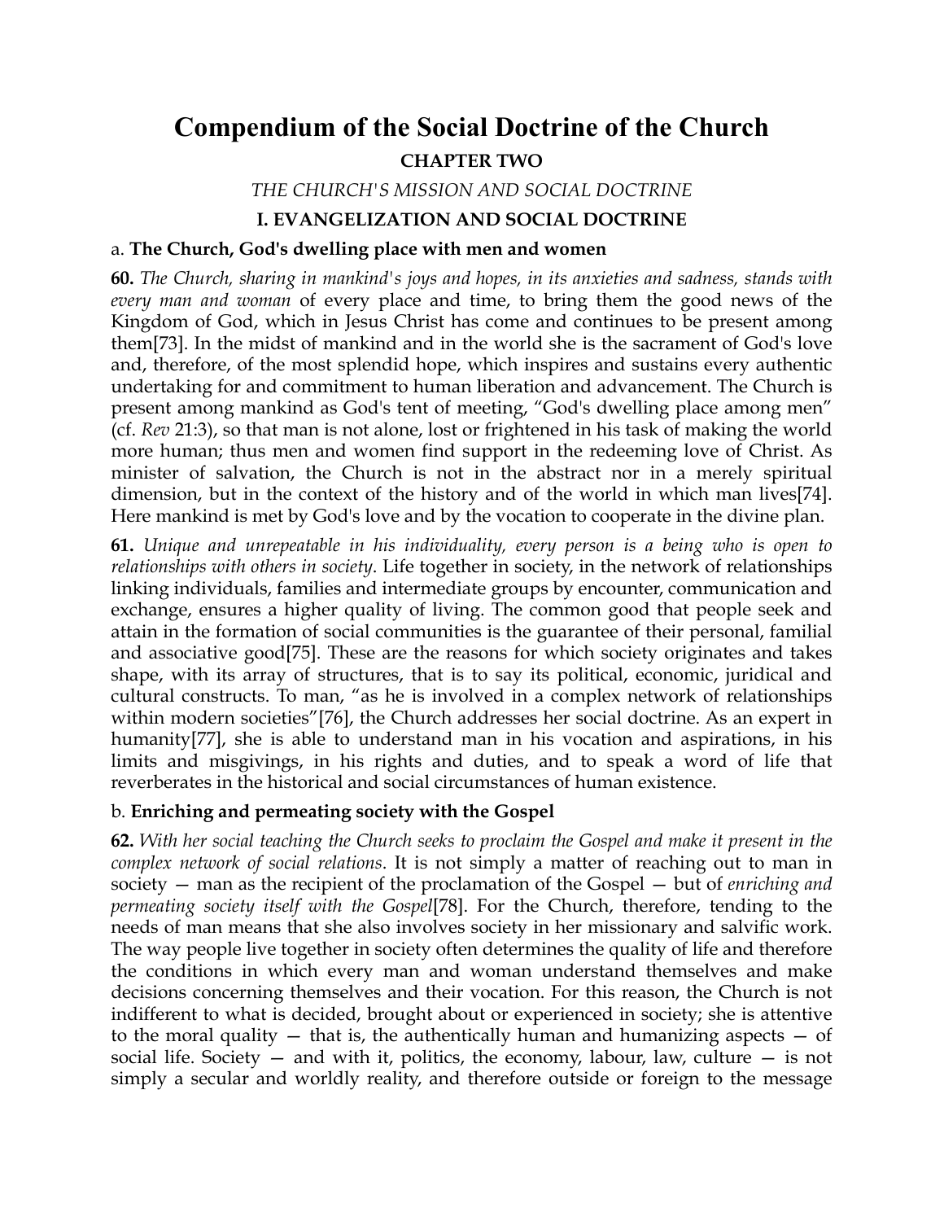# Compendium of the Social Doctrine of the Church

## CHAPTER TWO

### *THE CHURCH'S MISSION AND SOCIAL DOCTRINE*

### I. EVANGELIZATION AND SOCIAL DOCTRINE

#### a. **The Church, God's dwelling place with men and women**

**60.** *The Church, sharing in mankind's joys and hopes, in its anxieties and sadness, stands with every man and woman* of every place and time, to bring them the good news of the Kingdom of God, which in Jesus Christ has come and continues to be present among them[73]. In the midst of mankind and in the world she is the sacrament of God's love and, therefore, of the most splendid hope, which inspires and sustains every authentic undertaking for and commitment to human liberation and advancement. The Church is present among mankind as God's tent of meeting, "God's dwelling place among men" (cf. *Rev* 21:3), so that man is not alone, lost or frightened in his task of making the world more human; thus men and women find support in the redeeming love of Christ. As minister of salvation, the Church is not in the abstract nor in a merely spiritual dimension, but in the context of the history and of the world in which man lives[74]. Here mankind is met by God's love and by the vocation to cooperate in the divine plan.

**61.** *Unique and unrepeatable in his individuality, every person is a being who is open to relationships with others in society*. Life together in society, in the network of relationships linking individuals, families and intermediate groups by encounter, communication and exchange, ensures a higher quality of living. The common good that people seek and attain in the formation of social communities is the guarantee of their personal, familial and associative good[75]. These are the reasons for which society originates and takes shape, with its array of structures, that is to say its political, economic, juridical and cultural constructs. To man, "as he is involved in a complex network of relationships within modern societies"[76], the Church addresses her social doctrine. As an expert in humanity[77], she is able to understand man in his vocation and aspirations, in his limits and misgivings, in his rights and duties, and to speak a word of life that reverberates in the historical and social circumstances of human existence.

#### b. **Enriching and permeating society with the Gospel**

**62.** *With her social teaching the Church seeks to proclaim the Gospel and make it present in the complex network of social relations*. It is not simply a matter of reaching out to man in society — man as the recipient of the proclamation of the Gospel — but of *enriching and permeating society itself with the Gospel*[78]. For the Church, therefore, tending to the needs of man means that she also involves society in her missionary and salvific work. The way people live together in society often determines the quality of life and therefore the conditions in which every man and woman understand themselves and make decisions concerning themselves and their vocation. For this reason, the Church is not indifferent to what is decided, brought about or experienced in society; she is attentive to the moral quality — that is, the authentically human and humanizing aspects — of social life. Society — and with it, politics, the economy, labour, law, culture — is not simply a secular and worldly reality, and therefore outside or foreign to the message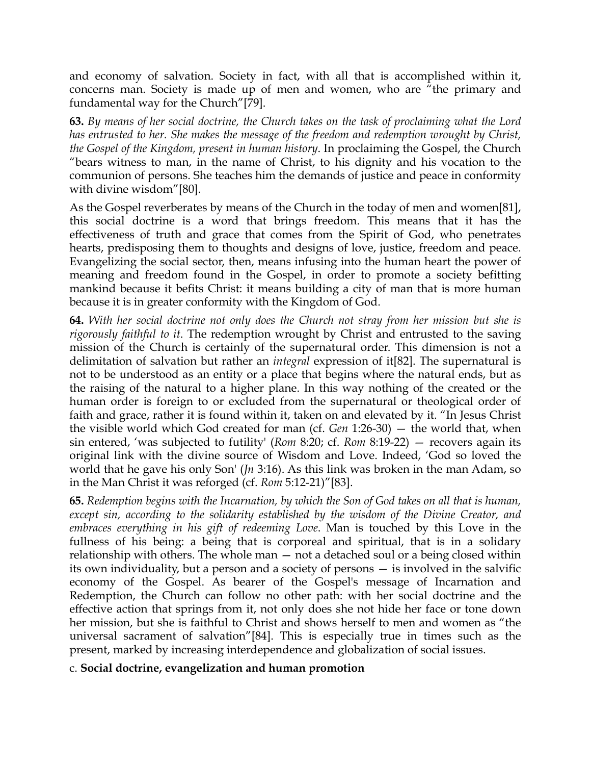and economy of salvation. Society in fact, with all that is accomplished within it, concerns man. Society is made up of men and women, who are "the primary and fundamental way for the Church"[79].

**63.** *By means of her social doctrine, the Church takes on the task of proclaiming what the Lord has entrusted to her. She makes the message of the freedom and redemption wrought by Christ, the Gospel of the Kingdom, present in human history*. In proclaiming the Gospel, the Church "bears witness to man, in the name of Christ, to his dignity and his vocation to the communion of persons. She teaches him the demands of justice and peace in conformity with divine wisdom"[80].

As the Gospel reverberates by means of the Church in the today of men and women[81], this social doctrine is a word that brings freedom. This means that it has the effectiveness of truth and grace that comes from the Spirit of God, who penetrates hearts, predisposing them to thoughts and designs of love, justice, freedom and peace. Evangelizing the social sector, then, means infusing into the human heart the power of meaning and freedom found in the Gospel, in order to promote a society befitting mankind because it befits Christ: it means building a city of man that is more human because it is in greater conformity with the Kingdom of God.

**64.** *With her social doctrine not only does the Church not stray from her mission but she is rigorously faithful to it*. The redemption wrought by Christ and entrusted to the saving mission of the Church is certainly of the supernatural order. This dimension is not a delimitation of salvation but rather an *integral* expression of it[82]. The supernatural is not to be understood as an entity or a place that begins where the natural ends, but as the raising of the natural to a higher plane. In this way nothing of the created or the human order is foreign to or excluded from the supernatural or theological order of faith and grace, rather it is found within it, taken on and elevated by it. "In Jesus Christ the visible world which God created for man (cf. *Gen* 1:26-30) — the world that, when sin entered, 'was subjected to futility' (*Rom* 8:20; cf. *Rom* 8:19-22) — recovers again its original link with the divine source of Wisdom and Love. Indeed, 'God so loved the world that he gave his only Son' (*Jn* 3:16). As this link was broken in the man Adam, so in the Man Christ it was reforged (cf. *Rom* 5:12-21)"[83].

**65.** *Redemption begins with the Incarnation, by which the Son of God takes on all that is human, except sin, according to the solidarity established by the wisdom of the Divine Creator, and embraces everything in his gift of redeeming Love*. Man is touched by this Love in the fullness of his being: a being that is corporeal and spiritual, that is in a solidary relationship with others. The whole man — not a detached soul or a being closed within its own individuality, but a person and a society of persons — is involved in the salvific economy of the Gospel. As bearer of the Gospel's message of Incarnation and Redemption, the Church can follow no other path: with her social doctrine and the effective action that springs from it, not only does she not hide her face or tone down her mission, but she is faithful to Christ and shows herself to men and women as "the universal sacrament of salvation"[84]. This is especially true in times such as the present, marked by increasing interdependence and globalization of social issues.

### c. **Social doctrine, evangelization and human promotion**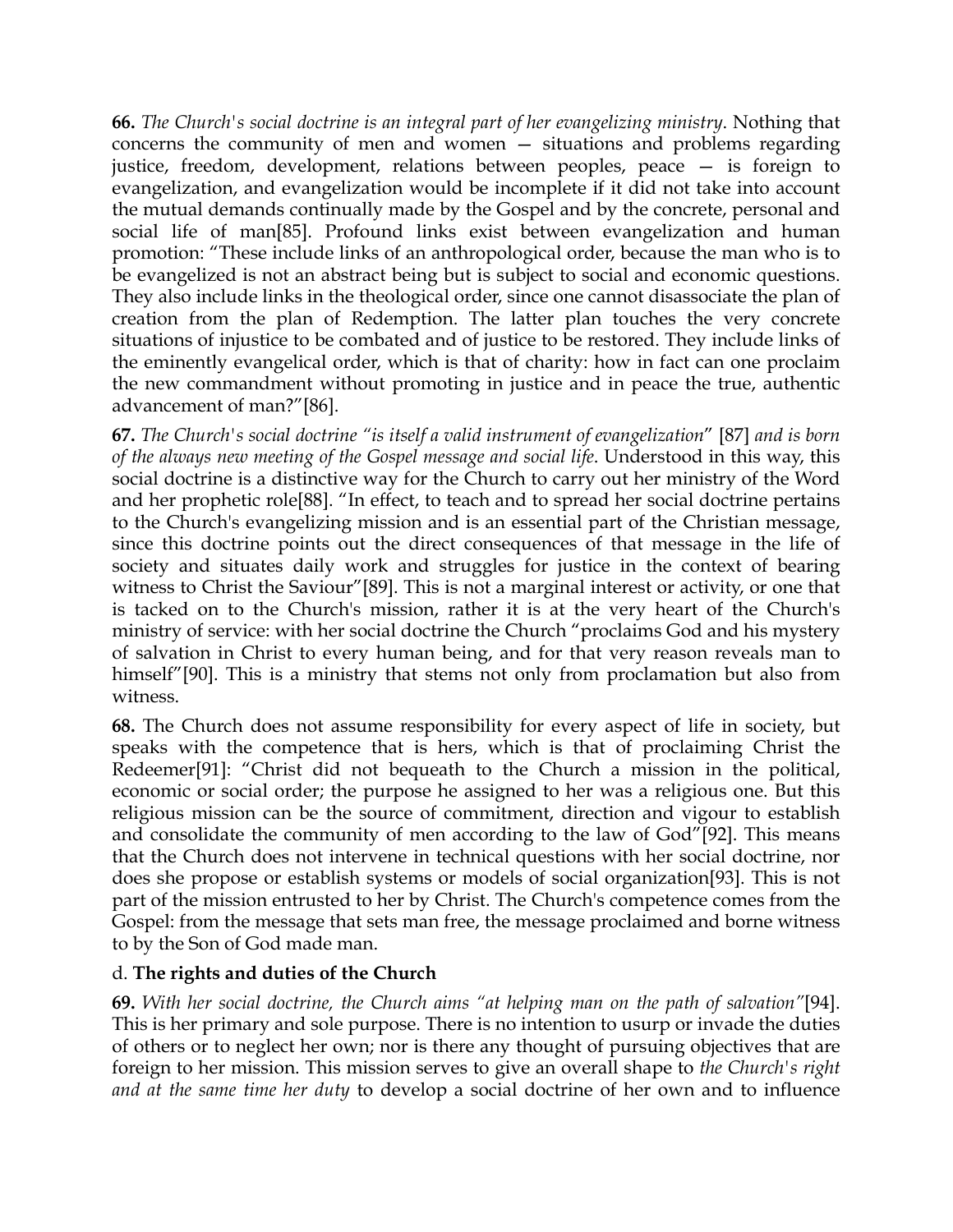**66.** *The Church's social doctrine is an integral part of her evangelizing ministry*. Nothing that concerns the community of men and women — situations and problems regarding justice, freedom, development, relations between peoples, peace — is foreign to evangelization, and evangelization would be incomplete if it did not take into account the mutual demands continually made by the Gospel and by the concrete, personal and social life of man[85]. Profound links exist between evangelization and human promotion: “These include links of an anthropological order, because the man who is to be evangelized is not an abstract being but is subject to social and economic questions. They also include links in the theological order, since one cannot disassociate the plan of creation from the plan of Redemption. The latter plan touches the very concrete situations of injustice to be combated and of justice to be restored. They include links of the eminently evangelical order, which is that of charity: how in fact can one proclaim the new commandment without promoting in justice and in peace the true, authentic advancement of man?”[86].

**67.** *The Church's social doctrine “is itself a valid instrument of evangelization”* [87] *and is born of the always new meeting of the Gospel message and social life*. Understood in this way, this social doctrine is a distinctive way for the Church to carry out her ministry of the Word and her prophetic role[88]. “In effect, to teach and to spread her social doctrine pertains to the Church's evangelizing mission and is an essential part of the Christian message, since this doctrine points out the direct consequences of that message in the life of society and situates daily work and struggles for justice in the context of bearing witness to Christ the Saviour”[89]. This is not a marginal interest or activity, or one that is tacked on to the Church's mission, rather it is at the very heart of the Church's ministry of service: with her social doctrine the Church “proclaims God and his mystery of salvation in Christ to every human being, and for that very reason reveals man to himself”[90]. This is a ministry that stems not only from proclamation but also from witness.

**68.** The Church does not assume responsibility for every aspect of life in society, but speaks with the competence that is hers, which is that of proclaiming Christ the Redeemer[91]: “Christ did not bequeath to the Church a mission in the political, economic or social order; the purpose he assigned to her was a religious one. But this religious mission can be the source of commitment, direction and vigour to establish and consolidate the community of men according to the law of God”[92]. This means that the Church does not intervene in technical questions with her social doctrine, nor does she propose or establish systems or models of social organization[93]. This is not part of the mission entrusted to her by Christ. The Church's competence comes from the Gospel: from the message that sets man free, the message proclaimed and borne witness to by the Son of God made man.

### d. **The rights and duties of the Church**

**69.** *With her social doctrine, the Church aims “at helping man on the path of salvation”*[94]. This is her primary and sole purpose. There is no intention to usurp or invade the duties of others or to neglect her own; nor is there any thought of pursuing objectives that are foreign to her mission. This mission serves to give an overall shape to *the Church's right and at the same time her duty* to develop a social doctrine of her own and to influence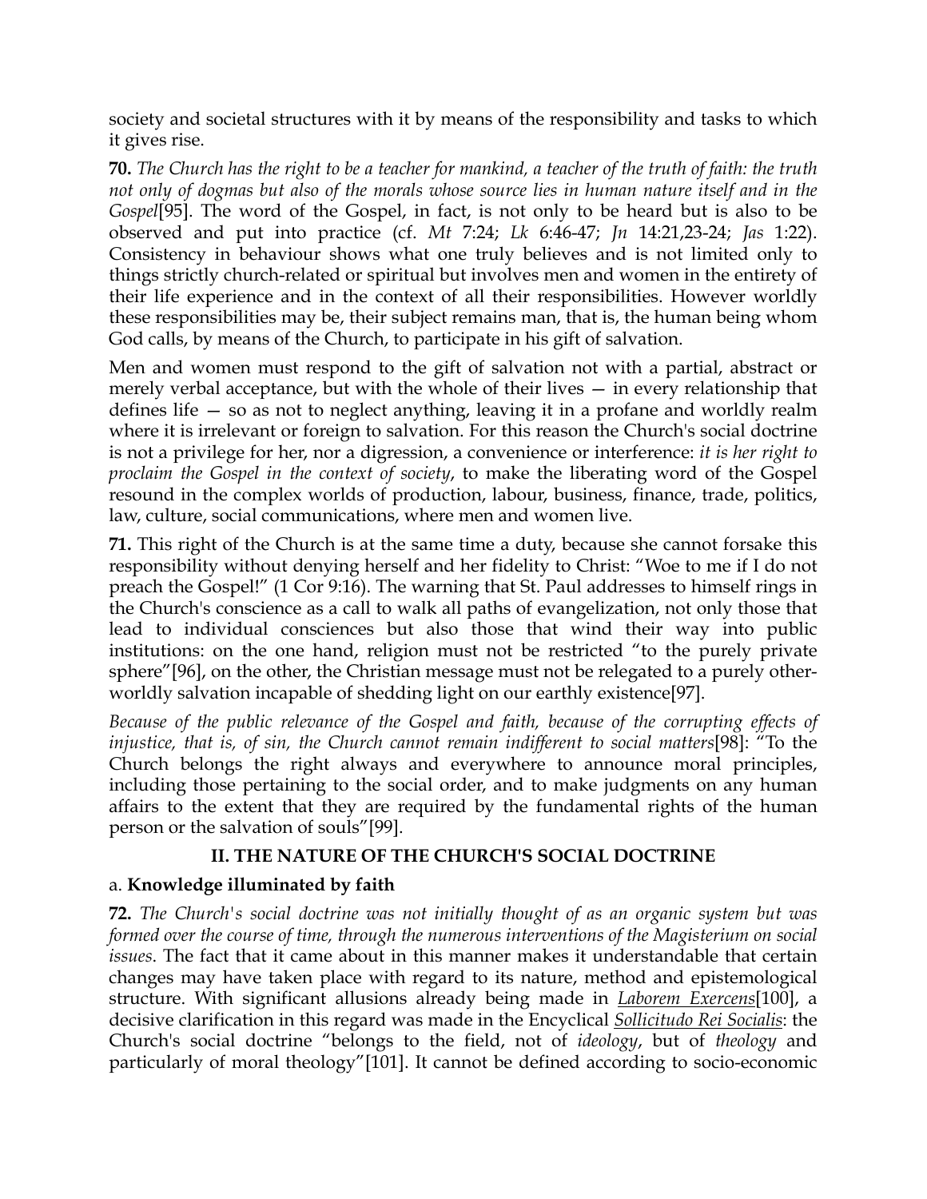society and societal structures with it by means of the responsibility and tasks to which it gives rise.

**70.** *The Church has the right to be a teacher for mankind, a teacher of the truth of faith: the truth not only of dogmas but also of the morals whose source lies in human nature itself and in the Gospel*[95]. The word of the Gospel, in fact, is not only to be heard but is also to be observed and put into practice (cf. *Mt* 7:24; *Lk* 6:46-47; *Jn* 14:21,23-24; *Jas* 1:22). Consistency in behaviour shows what one truly believes and is not limited only to things strictly church-related or spiritual but involves men and women in the entirety of their life experience and in the context of all their responsibilities. However worldly these responsibilities may be, their subject remains man, that is, the human being whom God calls, by means of the Church, to participate in his gift of salvation.

Men and women must respond to the gift of salvation not with a partial, abstract or merely verbal acceptance, but with the whole of their lives — in every relationship that defines life — so as not to neglect anything, leaving it in a profane and worldly realm where it is irrelevant or foreign to salvation. For this reason the Church's social doctrine is not a privilege for her, nor a digression, a convenience or interference: *it is her right to proclaim the Gospel in the context of society*, to make the liberating word of the Gospel resound in the complex worlds of production, labour, business, finance, trade, politics, law, culture, social communications, where men and women live.

**71.** This right of the Church is at the same time a duty, because she cannot forsake this responsibility without denying herself and her fidelity to Christ: "Woe to me if I do not preach the Gospel!" (1 Cor 9:16). The warning that St. Paul addresses to himself rings in the Church's conscience as a call to walk all paths of evangelization, not only those that lead to individual consciences but also those that wind their way into public institutions: on the one hand, religion must not be restricted "to the purely private sphere"[96], on the other, the Christian message must not be relegated to a purely other-worldly salvation incapable of shedding light on our earthly existence[97].

*Because of the public relevance of the Gospel and faith, because of the corrupting effects of injustice, that is, of sin, the Church cannot remain indifferent to social matters*[98]: "To the Church belongs the right always and everywhere to announce moral principles, including those pertaining to the social order, and to make judgments on any human affairs to the extent that they are required by the fundamental rights of the human person or the salvation of souls"[99].

## II. THE NATURE OF THE CHURCH'S SOCIAL DOCTRINE

### a. **Knowledge illuminated by faith**

**72.** *The Church's social doctrine was not initially thought of as an organic system but was formed over the course of time, through the numerous interventions of the Magisterium on social issues*. The fact that it came about in this manner makes it understandable that certain changes may have taken place with regard to its nature, method and epistemological structure. With significant allusions already being made in *Laborem Exercens*[100], a decisive clarification in this regard was made in the Encyclical *Sollicitudo Rei Socialis*: the Church's social doctrine "belongs to the field, not of *ideology*, but of *theology* and particularly of moral theology"[101]. It cannot be defined according to socio-economic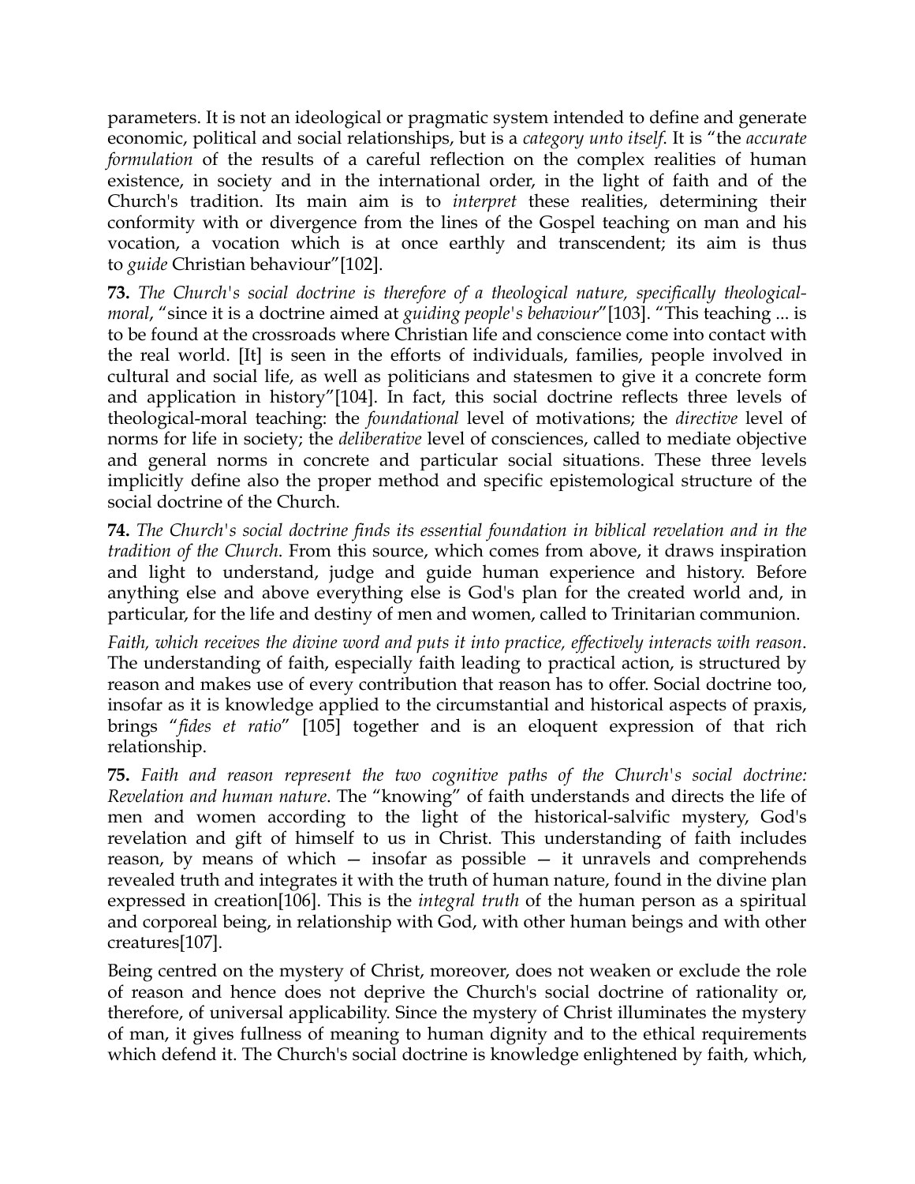parameters. It is not an ideological or pragmatic system intended to define and generate economic, political and social relationships, but is a *category unto itself*. It is "the *accurate formulation* of the results of a careful reflection on the complex realities of human existence, in society and in the international order, in the light of faith and of the Church's tradition. Its main aim is to *interpret* these realities, determining their conformity with or divergence from the lines of the Gospel teaching on man and his vocation, a vocation which is at once earthly and transcendent; its aim is thus to *guide* Christian behaviour"[102].

**73.** *The Church's social doctrine is therefore of a theological nature, specifically theological-moral*, "since it is a doctrine aimed at *guiding people's behaviour*"[103]. "This teaching ... is to be found at the crossroads where Christian life and conscience come into contact with the real world. [It] is seen in the efforts of individuals, families, people involved in cultural and social life, as well as politicians and statesmen to give it a concrete form and application in history"[104]. In fact, this social doctrine reflects three levels of theological-moral teaching: the *foundational* level of motivations; the *directive* level of norms for life in society; the *deliberative* level of consciences, called to mediate objective and general norms in concrete and particular social situations. These three levels implicitly define also the proper method and specific epistemological structure of the social doctrine of the Church.

**74.** *The Church's social doctrine finds its essential foundation in biblical revelation and in the tradition of the Church*. From this source, which comes from above, it draws inspiration and light to understand, judge and guide human experience and history. Before anything else and above everything else is God's plan for the created world and, in particular, for the life and destiny of men and women, called to Trinitarian communion.

*Faith, which receives the divine word and puts it into practice, effectively interacts with reason*. The understanding of faith, especially faith leading to practical action, is structured by reason and makes use of every contribution that reason has to offer. Social doctrine too, insofar as it is knowledge applied to the circumstantial and historical aspects of praxis, brings "*fides et ratio*" [105] together and is an eloquent expression of that rich relationship.

**75.** *Faith and reason represent the two cognitive paths of the Church's social doctrine: Revelation and human nature*. The "knowing" of faith understands and directs the life of men and women according to the light of the historical-salvific mystery, God's revelation and gift of himself to us in Christ. This understanding of faith includes reason, by means of which — insofar as possible — it unravels and comprehends revealed truth and integrates it with the truth of human nature, found in the divine plan expressed in creation[106]. This is the *integral truth* of the human person as a spiritual and corporeal being, in relationship with God, with other human beings and with other creatures[107].

Being centred on the mystery of Christ, moreover, does not weaken or exclude the role of reason and hence does not deprive the Church's social doctrine of rationality or, therefore, of universal applicability. Since the mystery of Christ illuminates the mystery of man, it gives fullness of meaning to human dignity and to the ethical requirements which defend it. The Church's social doctrine is knowledge enlightened by faith, which,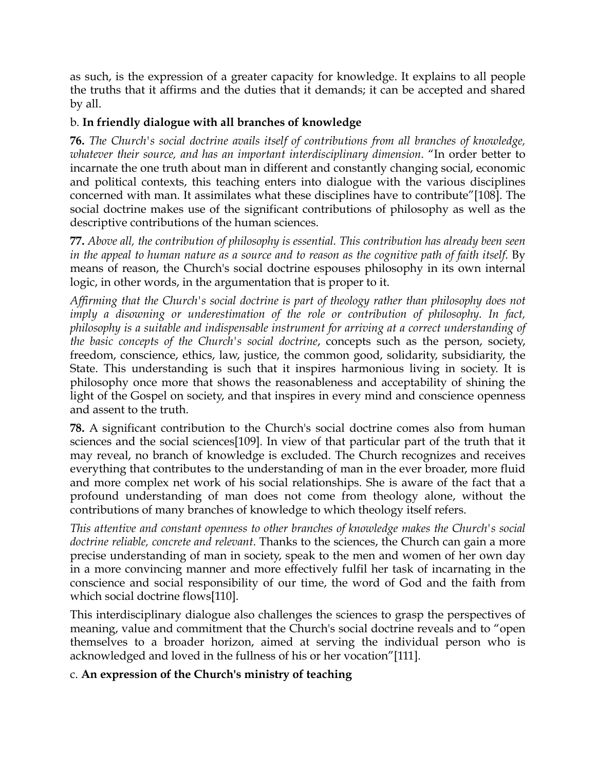as such, is the expression of a greater capacity for knowledge. It explains to all people the truths that it affirms and the duties that it demands; it can be accepted and shared by all.

### b. **In friendly dialogue with all branches of knowledge**

**76.** *The Church's social doctrine avails itself of contributions from all branches of knowledge, whatever their source, and has an important interdisciplinary dimension*. "In order better to incarnate the one truth about man in different and constantly changing social, economic and political contexts, this teaching enters into dialogue with the various disciplines concerned with man. It assimilates what these disciplines have to contribute"[108]. The social doctrine makes use of the significant contributions of philosophy as well as the descriptive contributions of the human sciences.

**77.** *Above all, the contribution of philosophy is essential. This contribution has already been seen in the appeal to human nature as a source and to reason as the cognitive path of faith itself*. By means of reason, the Church's social doctrine espouses philosophy in its own internal logic, in other words, in the argumentation that is proper to it.

*Affirming that the Church's social doctrine is part of theology rather than philosophy does not imply a disowning or underestimation of the role or contribution of philosophy. In fact, philosophy is a suitable and indispensable instrument for arriving at a correct understanding of the basic concepts of the Church's social doctrine*, concepts such as the person, society, freedom, conscience, ethics, law, justice, the common good, solidarity, subsidiarity, the State. This understanding is such that it inspires harmonious living in society. It is philosophy once more that shows the reasonableness and acceptability of shining the light of the Gospel on society, and that inspires in every mind and conscience openness and assent to the truth.

**78.** A significant contribution to the Church's social doctrine comes also from human sciences and the social sciences[109]. In view of that particular part of the truth that it may reveal, no branch of knowledge is excluded. The Church recognizes and receives everything that contributes to the understanding of man in the ever broader, more fluid and more complex net work of his social relationships. She is aware of the fact that a profound understanding of man does not come from theology alone, without the contributions of many branches of knowledge to which theology itself refers.

*This attentive and constant openness to other branches of knowledge makes the Church's social doctrine reliable, concrete and relevant*. Thanks to the sciences, the Church can gain a more precise understanding of man in society, speak to the men and women of her own day in a more convincing manner and more effectively fulfil her task of incarnating in the conscience and social responsibility of our time, the word of God and the faith from which social doctrine flows[110].

This interdisciplinary dialogue also challenges the sciences to grasp the perspectives of meaning, value and commitment that the Church's social doctrine reveals and to "open themselves to a broader horizon, aimed at serving the individual person who is acknowledged and loved in the fullness of his or her vocation"[111].

### c. **An expression of the Church's ministry of teaching**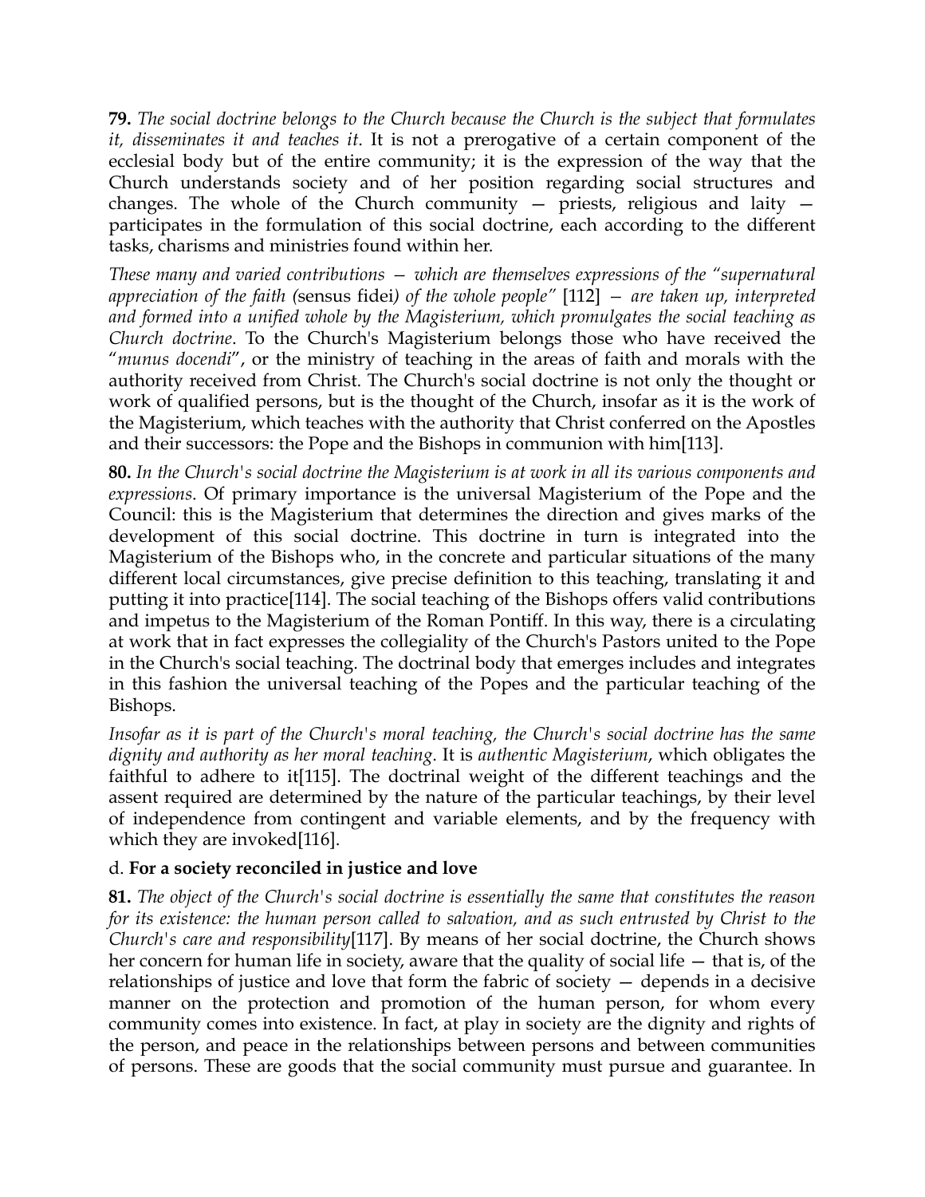**79.** *The social doctrine belongs to the Church because the Church is the subject that formulates it, disseminates it and teaches it*. It is not a prerogative of a certain component of the ecclesial body but of the entire community; it is the expression of the way that the Church understands society and of her position regarding social structures and changes. The whole of the Church community — priests, religious and laity — participates in the formulation of this social doctrine, each according to the different tasks, charisms and ministries found within her.

*These many and varied contributions — which are themselves expressions of the "supernatural appreciation of the faith (*sensus fidei*) of the whole people"* [112] *— are taken up, interpreted and formed into a unified whole by the Magisterium, which promulgates the social teaching as Church doctrine*. To the Church's Magisterium belongs those who have received the "*munus docendi*", or the ministry of teaching in the areas of faith and morals with the authority received from Christ. The Church's social doctrine is not only the thought or work of qualified persons, but is the thought of the Church, insofar as it is the work of the Magisterium, which teaches with the authority that Christ conferred on the Apostles and their successors: the Pope and the Bishops in communion with him[113].

**80.** *In the Church's social doctrine the Magisterium is at work in all its various components and expressions*. Of primary importance is the universal Magisterium of the Pope and the Council: this is the Magisterium that determines the direction and gives marks of the development of this social doctrine. This doctrine in turn is integrated into the Magisterium of the Bishops who, in the concrete and particular situations of the many different local circumstances, give precise definition to this teaching, translating it and putting it into practice[114]. The social teaching of the Bishops offers valid contributions and impetus to the Magisterium of the Roman Pontiff. In this way, there is a circulating at work that in fact expresses the collegiality of the Church's Pastors united to the Pope in the Church's social teaching. The doctrinal body that emerges includes and integrates in this fashion the universal teaching of the Popes and the particular teaching of the Bishops.

*Insofar as it is part of the Church's moral teaching, the Church's social doctrine has the same dignity and authority as her moral teaching*. It is *authentic Magisterium*, which obligates the faithful to adhere to it[115]. The doctrinal weight of the different teachings and the assent required are determined by the nature of the particular teachings, by their level of independence from contingent and variable elements, and by the frequency with which they are invoked[116].

### d. **For a society reconciled in justice and love**

**81.** *The object of the Church's social doctrine is essentially the same that constitutes the reason for its existence: the human person called to salvation, and as such entrusted by Christ to the Church's care and responsibility*[117]. By means of her social doctrine, the Church shows her concern for human life in society, aware that the quality of social life — that is, of the relationships of justice and love that form the fabric of society — depends in a decisive manner on the protection and promotion of the human person, for whom every community comes into existence. In fact, at play in society are the dignity and rights of the person, and peace in the relationships between persons and between communities of persons. These are goods that the social community must pursue and guarantee. In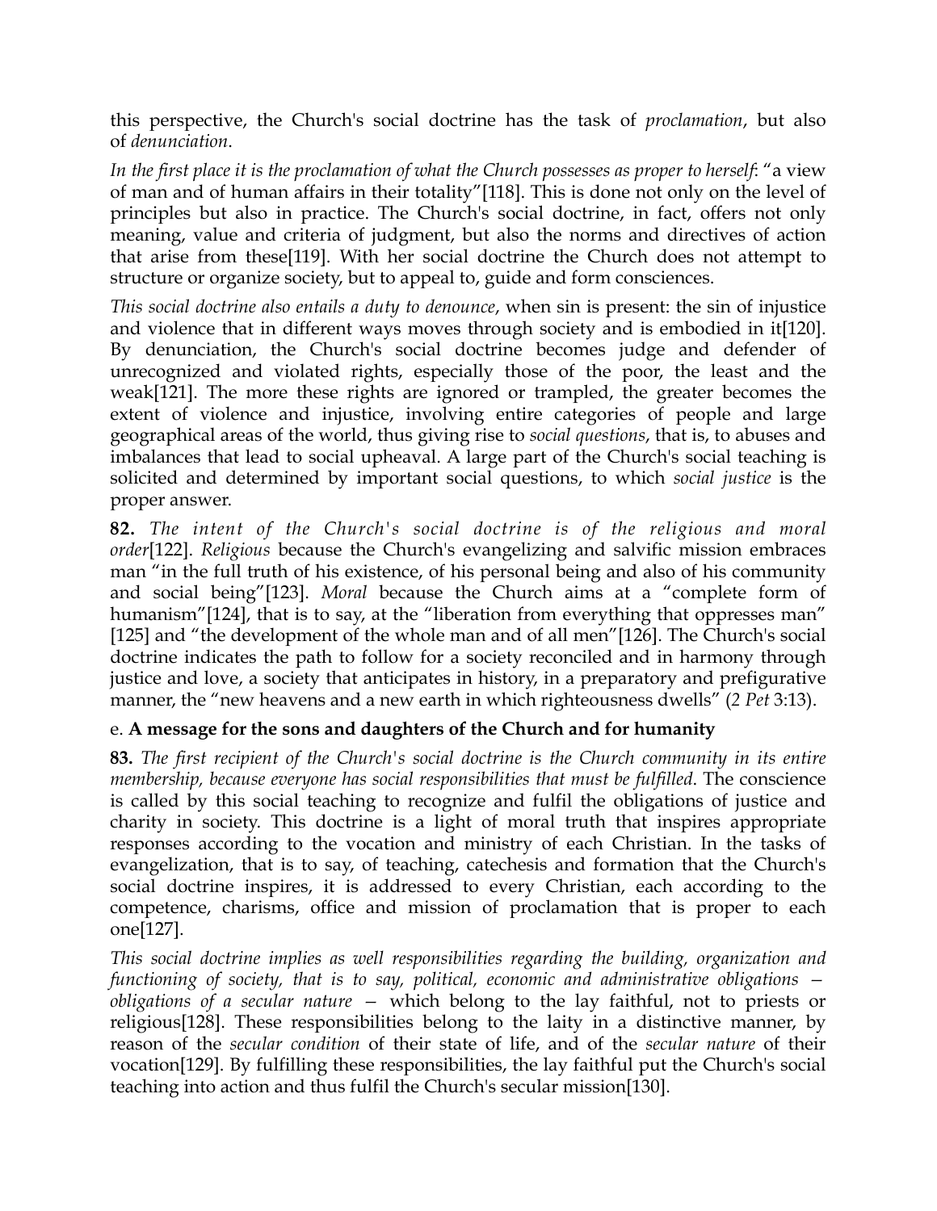this perspective, the Church's social doctrine has the task of *proclamation*, but also of *denunciation*.

*In the first place it is the proclamation of what the Church possesses as proper to herself*: "a view of man and of human affairs in their totality"[118]. This is done not only on the level of principles but also in practice. The Church's social doctrine, in fact, offers not only meaning, value and criteria of judgment, but also the norms and directives of action that arise from these[119]. With her social doctrine the Church does not attempt to structure or organize society, but to appeal to, guide and form consciences.

*This social doctrine also entails a duty to denounce*, when sin is present: the sin of injustice and violence that in different ways moves through society and is embodied in it[120]. By denunciation, the Church's social doctrine becomes judge and defender of unrecognized and violated rights, especially those of the poor, the least and the weak[121]. The more these rights are ignored or trampled, the greater becomes the extent of violence and injustice, involving entire categories of people and large geographical areas of the world, thus giving rise to *social questions*, that is, to abuses and imbalances that lead to social upheaval. A large part of the Church's social teaching is solicited and determined by important social questions, to which *social justice* is the proper answer.

**82.** *The intent of the Church's social doctrine is of the religious and moral order*[122]. *Religious* because the Church's evangelizing and salvific mission embraces man "in the full truth of his existence, of his personal being and also of his community and social being"[123]. *Moral* because the Church aims at a "complete form of humanism"[124], that is to say, at the "liberation from everything that oppresses man" [125] and "the development of the whole man and of all men"[126]. The Church's social doctrine indicates the path to follow for a society reconciled and in harmony through justice and love, a society that anticipates in history, in a preparatory and prefigurative manner, the "new heavens and a new earth in which righteousness dwells" (*2 Pet* 3:13).

### e. **A message for the sons and daughters of the Church and for humanity**

**83.** *The first recipient of the Church's social doctrine is the Church community in its entire membership, because everyone has social responsibilities that must be fulfilled*. The conscience is called by this social teaching to recognize and fulfil the obligations of justice and charity in society. This doctrine is a light of moral truth that inspires appropriate responses according to the vocation and ministry of each Christian. In the tasks of evangelization, that is to say, of teaching, catechesis and formation that the Church's social doctrine inspires, it is addressed to every Christian, each according to the competence, charisms, office and mission of proclamation that is proper to each one[127].

*This social doctrine implies as well responsibilities regarding the building, organization and functioning of society, that is to say, political, economic and administrative obligations — obligations of a secular nature* — which belong to the lay faithful, not to priests or religious[128]. These responsibilities belong to the laity in a distinctive manner, by reason of the *secular condition* of their state of life, and of the *secular nature* of their vocation[129]. By fulfilling these responsibilities, the lay faithful put the Church's social teaching into action and thus fulfil the Church's secular mission[130].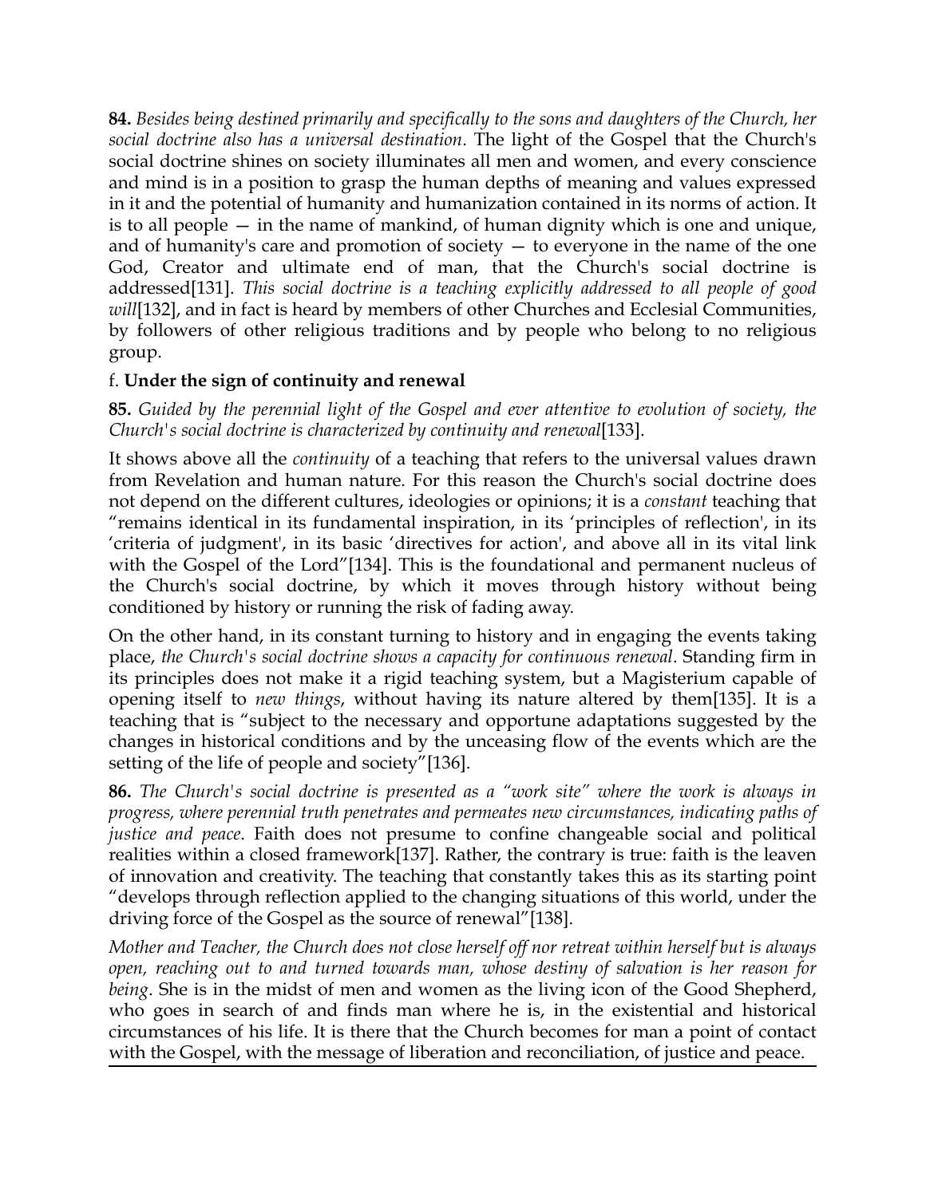**84.** *Besides being destined primarily and specifically to the sons and daughters of the Church, her social doctrine also has a universal destination*. The light of the Gospel that the Church's social doctrine shines on society illuminates all men and women, and every conscience and mind is in a position to grasp the human depths of meaning and values expressed in it and the potential of humanity and humanization contained in its norms of action. It is to all people — in the name of mankind, of human dignity which is one and unique, and of humanity's care and promotion of society — to everyone in the name of the one God, Creator and ultimate end of man, that the Church's social doctrine is addressed[131]. *This social doctrine is a teaching explicitly addressed to all people of good will*[132], and in fact is heard by members of other Churches and Ecclesial Communities, by followers of other religious traditions and by people who belong to no religious group.

f. **Under the sign of continuity and renewal**

**85.** *Guided by the perennial light of the Gospel and ever attentive to evolution of society, the Church's social doctrine is characterized by continuity and renewal*[133].

It shows above all the *continuity* of a teaching that refers to the universal values drawn from Revelation and human nature. For this reason the Church's social doctrine does not depend on the different cultures, ideologies or opinions; it is a *constant* teaching that "remains identical in its fundamental inspiration, in its 'principles of reflection', in its 'criteria of judgment', in its basic 'directives for action', and above all in its vital link with the Gospel of the Lord"[134]. This is the foundational and permanent nucleus of the Church's social doctrine, by which it moves through history without being conditioned by history or running the risk of fading away.

On the other hand, in its constant turning to history and in engaging the events taking place, *the Church's social doctrine shows a capacity for continuous renewal*. Standing firm in its principles does not make it a rigid teaching system, but a Magisterium capable of opening itself to *new things*, without having its nature altered by them[135]. It is a teaching that is "subject to the necessary and opportune adaptations suggested by the changes in historical conditions and by the unceasing flow of the events which are the setting of the life of people and society"[136].

**86.** *The Church's social doctrine is presented as a "work site" where the work is always in progress, where perennial truth penetrates and permeates new circumstances, indicating paths of justice and peace*. Faith does not presume to confine changeable social and political realities within a closed framework[137]. Rather, the contrary is true: faith is the leaven of innovation and creativity. The teaching that constantly takes this as its starting point "develops through reflection applied to the changing situations of this world, under the driving force of the Gospel as the source of renewal"[138].

*Mother and Teacher, the Church does not close herself off nor retreat within herself but is always open, reaching out to and turned towards man, whose destiny of salvation is her reason for being*. She is in the midst of men and women as the living icon of the Good Shepherd, who goes in search of and finds man where he is, in the existential and historical circumstances of his life. It is there that the Church becomes for man a point of contact with the Gospel, with the message of liberation and reconciliation, of justice and peace.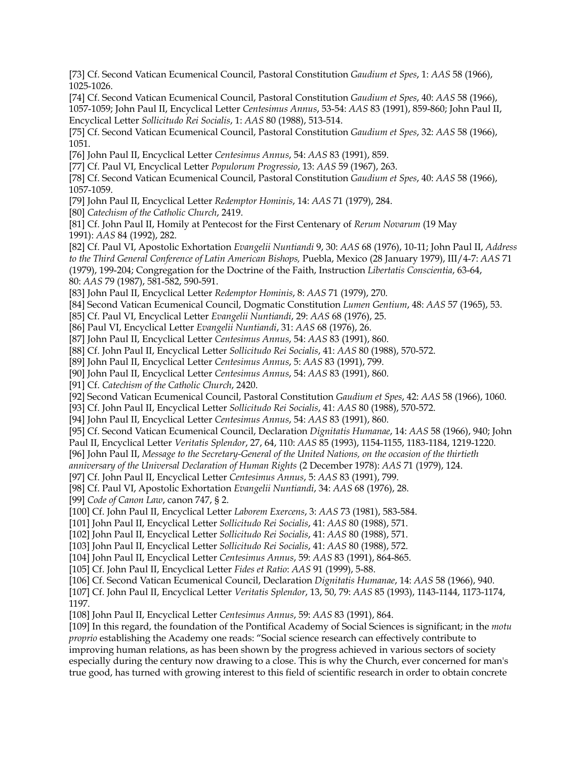[73] Cf. Second Vatican Ecumenical Council, Pastoral Constitution *Gaudium et Spes*, 1: *AAS* 58 (1966), 1025-1026.

[74] Cf. Second Vatican Ecumenical Council, Pastoral Constitution *Gaudium et Spes*, 40: *AAS* 58 (1966), 1057-1059; John Paul II, Encyclical Letter *Centesimus Annus*, 53-54: *AAS* 83 (1991), 859-860; John Paul II, Encyclical Letter *Sollicitudo Rei Socialis*, 1: *AAS* 80 (1988), 513-514.

[75] Cf. Second Vatican Ecumenical Council, Pastoral Constitution *Gaudium et Spes*, 32: *AAS* 58 (1966), 1051.

[76] John Paul II, Encyclical Letter *Centesimus Annus*, 54: *AAS* 83 (1991), 859.

[77] Cf. Paul VI, Encyclical Letter *Populorum Progressio*, 13: *AAS* 59 (1967), 263.

[78] Cf. Second Vatican Ecumenical Council, Pastoral Constitution *Gaudium et Spes*, 40: *AAS* 58 (1966), 1057-1059.

[79] John Paul II, Encyclical Letter *Redemptor Hominis*, 14: *AAS* 71 (1979), 284.

[80] *Catechism of the Catholic Church*, 2419.

[81] Cf. John Paul II, Homily at Pentecost for the First Centenary of *Rerum Novarum* (19 May 1991): *AAS* 84 (1992), 282.

[82] Cf. Paul VI, Apostolic Exhortation *Evangelii Nuntiandi* 9, 30: *AAS* 68 (1976), 10-11; John Paul II, *Address to the Third General Conference of Latin American Bishops,* Puebla, Mexico (28 January 1979), III/4-7: *AAS* 71 (1979), 199-204; Congregation for the Doctrine of the Faith, Instruction *Libertatis Conscientia*, 63-64, 80: *AAS* 79 (1987), 581-582, 590-591.

[83] John Paul II, Encyclical Letter *Redemptor Hominis*, 8: *AAS* 71 (1979), 270.

[84] Second Vatican Ecumenical Council, Dogmatic Constitution *Lumen Gentium*, 48: *AAS* 57 (1965), 53.

[85] Cf. Paul VI, Encyclical Letter *Evangelii Nuntiandi*, 29: *AAS* 68 (1976), 25.

[86] Paul VI, Encyclical Letter *Evangelii Nuntiandi*, 31: *AAS* 68 (1976), 26.

[87] John Paul II, Encyclical Letter *Centesimus Annus*, 54: *AAS* 83 (1991), 860.

[88] Cf. John Paul II, Encyclical Letter *Sollicitudo Rei Socialis*, 41: *AAS* 80 (1988), 570-572.

[89] John Paul II, Encyclical Letter *Centesimus Annus*, 5: *AAS* 83 (1991), 799.

[90] John Paul II, Encyclical Letter *Centesimus Annus*, 54: *AAS* 83 (1991), 860.

[91] Cf. *Catechism of the Catholic Church*, 2420.

[92] Second Vatican Ecumenical Council, Pastoral Constitution *Gaudium et Spes*, 42: *AAS* 58 (1966), 1060.

[93] Cf. John Paul II, Encyclical Letter *Sollicitudo Rei Socialis*, 41: *AAS* 80 (1988), 570-572.

[94] John Paul II, Encyclical Letter *Centesimus Annus*, 54: *AAS* 83 (1991), 860.

[95] Cf. Second Vatican Ecumenical Council, Declaration *Dignitatis Humanae*, 14: *AAS* 58 (1966), 940; John Paul II, Encyclical Letter *Veritatis Splendor*, 27, 64, 110: *AAS* 85 (1993), 1154-1155, 1183-1184, 1219-1220.

[96] John Paul II, *Message to the Secretary-General of the United Nations, on the occasion of the thirtieth anniversary of the Universal Declaration of Human Rights* (2 December 1978): *AAS* 71 (1979), 124.

[97] Cf. John Paul II, Encyclical Letter *Centesimus Annus*, 5: *AAS* 83 (1991), 799.

[98] Cf. Paul VI, Apostolic Exhortation *Evangelii Nuntiandi*, 34: *AAS* 68 (1976), 28.

[99] *Code of Canon Law*, canon 747, § 2.

[100] Cf. John Paul II, Encyclical Letter *Laborem Exercens*, 3: *AAS* 73 (1981), 583-584.

[101] John Paul II, Encyclical Letter *Sollicitudo Rei Socialis*, 41: *AAS* 80 (1988), 571.

[102] John Paul II, Encyclical Letter *Sollicitudo Rei Socialis*, 41: *AAS* 80 (1988), 571.

[103] John Paul II, Encyclical Letter *Sollicitudo Rei Socialis*, 41: *AAS* 80 (1988), 572.

[104] John Paul II, Encyclical Letter *Centesimus Annus*, 59: *AAS* 83 (1991), 864-865.

[105] Cf. John Paul II, Encyclical Letter *Fides et Ratio*: *AAS* 91 (1999), 5-88.

[106] Cf. Second Vatican Ecumenical Council, Declaration *Dignitatis Humanae*, 14: *AAS* 58 (1966), 940.

[107] Cf. John Paul II, Encyclical Letter *Veritatis Splendor*, 13, 50, 79: *AAS* 85 (1993), 1143-1144, 1173-1174, 1197.

[108] John Paul II, Encyclical Letter *Centesimus Annus*, 59: *AAS* 83 (1991), 864.

[109] In this regard, the foundation of the Pontifical Academy of Social Sciences is significant; in the *motu proprio* establishing the Academy one reads: "Social science research can effectively contribute to improving human relations, as has been shown by the progress achieved in various sectors of society especially during the century now drawing to a close. This is why the Church, ever concerned for man's true good, has turned with growing interest to this field of scientific research in order to obtain concrete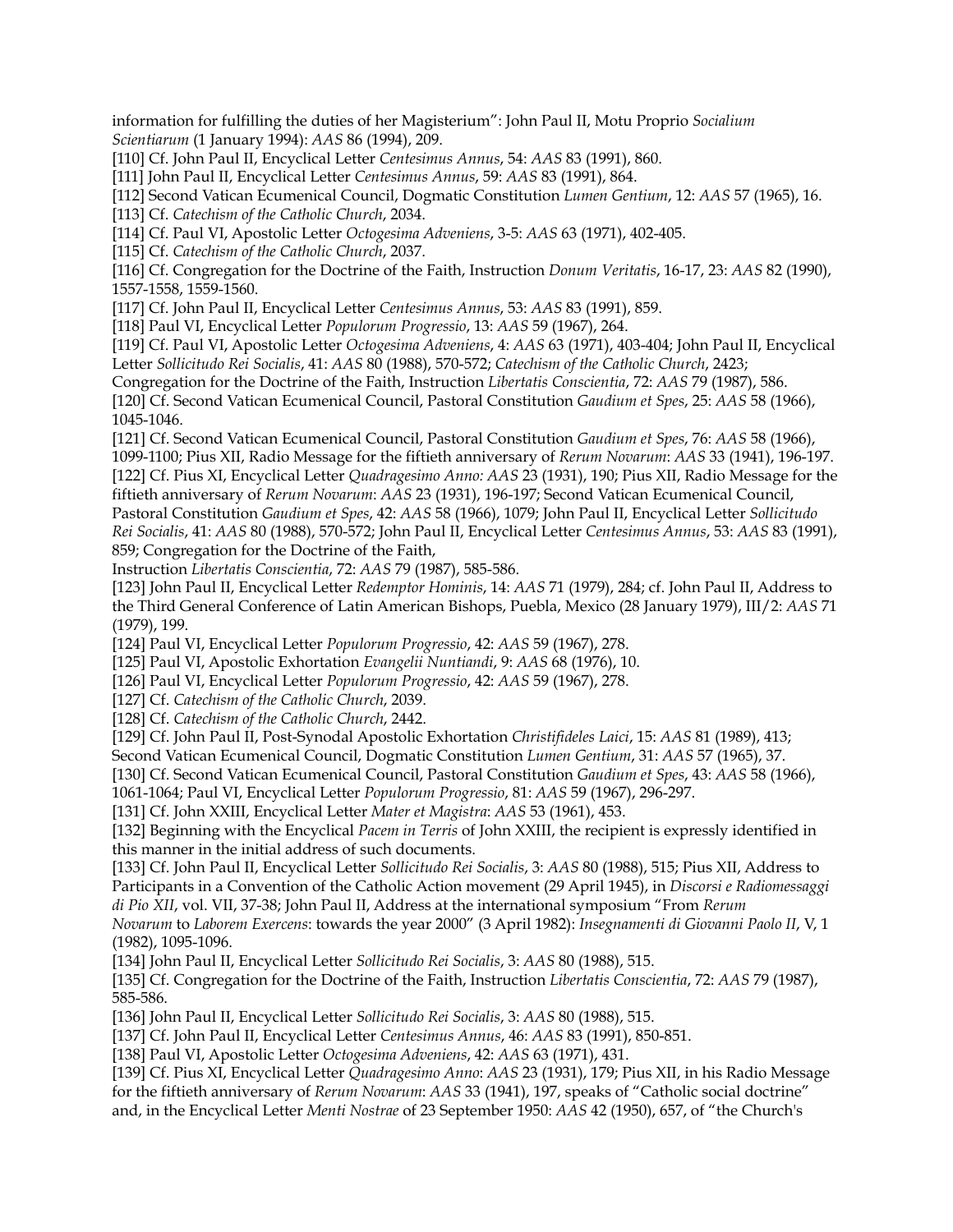information for fulfilling the duties of her Magisterium": John Paul II, Motu Proprio *Socialium Scientiarum* (1 January 1994): *AAS* 86 (1994), 209.

[110] Cf. John Paul II, Encyclical Letter *Centesimus Annus*, 54: *AAS* 83 (1991), 860.

[111] John Paul II, Encyclical Letter *Centesimus Annus*, 59: *AAS* 83 (1991), 864.

[112] Second Vatican Ecumenical Council, Dogmatic Constitution *Lumen Gentium*, 12: *AAS* 57 (1965), 16.

[113] Cf. *Catechism of the Catholic Church*, 2034.

[114] Cf. Paul VI, Apostolic Letter *Octogesima Adveniens*, 3-5: *AAS* 63 (1971), 402-405.

[115] Cf. *Catechism of the Catholic Church*, 2037.

[116] Cf. Congregation for the Doctrine of the Faith, Instruction *Donum Veritatis*, 16-17, 23: *AAS* 82 (1990), 1557-1558, 1559-1560.

[117] Cf. John Paul II, Encyclical Letter *Centesimus Annus*, 53: *AAS* 83 (1991), 859.

[118] Paul VI, Encyclical Letter *Populorum Progressio*, 13: *AAS* 59 (1967), 264.

[119] Cf. Paul VI, Apostolic Letter *Octogesima Adveniens*, 4: *AAS* 63 (1971), 403-404; John Paul II, Encyclical Letter *Sollicitudo Rei Socialis*, 41: *AAS* 80 (1988), 570-572; *Catechism of the Catholic Church*, 2423; Congregation for the Doctrine of the Faith, Instruction *Libertatis Conscientia*, 72: *AAS* 79 (1987), 586.

[120] Cf. Second Vatican Ecumenical Council, Pastoral Constitution *Gaudium et Spes*, 25: *AAS* 58 (1966), 1045-1046.

[121] Cf. Second Vatican Ecumenical Council, Pastoral Constitution *Gaudium et Spes*, 76: *AAS* 58 (1966), 1099-1100; Pius XII, Radio Message for the fiftieth anniversary of *Rerum Novarum*: *AAS* 33 (1941), 196-197.

[122] Cf. Pius XI, Encyclical Letter *Quadragesimo Anno: AAS* 23 (1931), 190; Pius XII, Radio Message for the fiftieth anniversary of *Rerum Novarum*: *AAS* 23 (1931), 196-197; Second Vatican Ecumenical Council, Pastoral Constitution *Gaudium et Spes*, 42: *AAS* 58 (1966), 1079; John Paul II, Encyclical Letter *Sollicitudo Rei Socialis*, 41: *AAS* 80 (1988), 570-572; John Paul II, Encyclical Letter *Centesimus Annus*, 53: *AAS* 83 (1991), 859; Congregation for the Doctrine of the Faith, Instruction *Libertatis Conscientia*, 72: *AAS* 79 (1987), 585-586.

[123] John Paul II, Encyclical Letter *Redemptor Hominis*, 14: *AAS* 71 (1979), 284; cf. John Paul II, Address to the Third General Conference of Latin American Bishops, Puebla, Mexico (28 January 1979), III/2: *AAS* 71 (1979), 199.

[124] Paul VI, Encyclical Letter *Populorum Progressio*, 42: *AAS* 59 (1967), 278.

[125] Paul VI, Apostolic Exhortation *Evangelii Nuntiandi*, 9: *AAS* 68 (1976), 10.

[126] Paul VI, Encyclical Letter *Populorum Progressio*, 42: *AAS* 59 (1967), 278.

[127] Cf. *Catechism of the Catholic Church*, 2039.

[128] Cf. *Catechism of the Catholic Church*, 2442.

[129] Cf. John Paul II, Post-Synodal Apostolic Exhortation *Christifideles Laici*, 15: *AAS* 81 (1989), 413; Second Vatican Ecumenical Council, Dogmatic Constitution *Lumen Gentium*, 31: *AAS* 57 (1965), 37.

[130] Cf. Second Vatican Ecumenical Council, Pastoral Constitution *Gaudium et Spes*, 43: *AAS* 58 (1966), 1061-1064; Paul VI, Encyclical Letter *Populorum Progressio*, 81: *AAS* 59 (1967), 296-297.

[131] Cf. John XXIII, Encyclical Letter *Mater et Magistra*: *AAS* 53 (1961), 453.

[132] Beginning with the Encyclical *Pacem in Terris* of John XXIII, the recipient is expressly identified in this manner in the initial address of such documents.

[133] Cf. John Paul II, Encyclical Letter *Sollicitudo Rei Socialis*, 3: *AAS* 80 (1988), 515; Pius XII, Address to Participants in a Convention of the Catholic Action movement (29 April 1945), in *Discorsi e Radiomessaggi di Pio XII*, vol. VII, 37-38; John Paul II, Address at the international symposium "From *Rerum Novarum* to *Laborem Exercens*: towards the year 2000" (3 April 1982): *Insegnamenti di Giovanni Paolo II*, V, 1 (1982), 1095-1096.

[134] John Paul II, Encyclical Letter *Sollicitudo Rei Socialis*, 3: *AAS* 80 (1988), 515.

[135] Cf. Congregation for the Doctrine of the Faith, Instruction *Libertatis Conscientia*, 72: *AAS* 79 (1987), 585-586.

[136] John Paul II, Encyclical Letter *Sollicitudo Rei Socialis*, 3: *AAS* 80 (1988), 515.

[137] Cf. John Paul II, Encyclical Letter *Centesimus Annus*, 46: *AAS* 83 (1991), 850-851.

[138] Paul VI, Apostolic Letter *Octogesima Adveniens*, 42: *AAS* 63 (1971), 431.

[139] Cf. Pius XI, Encyclical Letter *Quadragesimo Anno*: *AAS* 23 (1931), 179; Pius XII, in his Radio Message for the fiftieth anniversary of *Rerum Novarum*: *AAS* 33 (1941), 197, speaks of "Catholic social doctrine" and, in the Encyclical Letter *Menti Nostrae* of 23 September 1950: *AAS* 42 (1950), 657, of "the Church's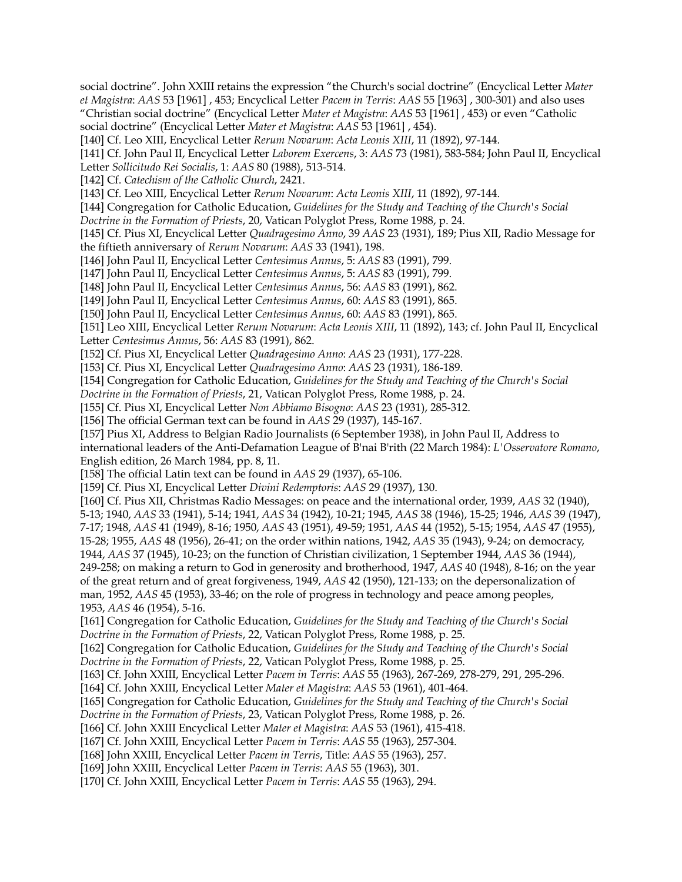social doctrine". John XXIII retains the expression "the Church's social doctrine" (Encyclical Letter *Mater et Magistra*: *AAS* 53 [1961] , 453; Encyclical Letter *Pacem in Terris*: *AAS* 55 [1963] , 300-301) and also uses "Christian social doctrine" (Encyclical Letter *Mater et Magistra*: *AAS* 53 [1961] , 453) or even "Catholic social doctrine" (Encyclical Letter *Mater et Magistra*: *AAS* 53 [1961] , 454).

[140] Cf. Leo XIII, Encyclical Letter *Rerum Novarum*: *Acta Leonis XIII*, 11 (1892), 97-144.

[141] Cf. John Paul II, Encyclical Letter *Laborem Exercens*, 3: *AAS* 73 (1981), 583-584; John Paul II, Encyclical Letter *Sollicitudo Rei Socialis*, 1: *AAS* 80 (1988), 513-514.

[142] Cf. *Catechism of the Catholic Church*, 2421.

[143] Cf. Leo XIII, Encyclical Letter *Rerum Novarum*: *Acta Leonis XIII*, 11 (1892), 97-144.

[144] Congregation for Catholic Education, *Guidelines for the Study and Teaching of the Church's Social Doctrine in the Formation of Priests*, 20, Vatican Polyglot Press, Rome 1988, p. 24.

[145] Cf. Pius XI, Encyclical Letter *Quadragesimo Anno*, 39 *AAS* 23 (1931), 189; Pius XII, Radio Message for the fiftieth anniversary of *Rerum Novarum*: *AAS* 33 (1941), 198.

[146] John Paul II, Encyclical Letter *Centesimus Annus*, 5: *AAS* 83 (1991), 799.

[147] John Paul II, Encyclical Letter *Centesimus Annus*, 5: *AAS* 83 (1991), 799.

[148] John Paul II, Encyclical Letter *Centesimus Annus*, 56: *AAS* 83 (1991), 862.

[149] John Paul II, Encyclical Letter *Centesimus Annus*, 60: *AAS* 83 (1991), 865.

[150] John Paul II, Encyclical Letter *Centesimus Annus*, 60: *AAS* 83 (1991), 865.

[151] Leo XIII, Encyclical Letter *Rerum Novarum*: *Acta Leonis XIII*, 11 (1892), 143; cf. John Paul II, Encyclical Letter *Centesimus Annus*, 56: *AAS* 83 (1991), 862.

[152] Cf. Pius XI, Encyclical Letter *Quadragesimo Anno*: *AAS* 23 (1931), 177-228.

[153] Cf. Pius XI, Encyclical Letter *Quadragesimo Anno*: *AAS* 23 (1931), 186-189.

[154] Congregation for Catholic Education, *Guidelines for the Study and Teaching of the Church's Social Doctrine in the Formation of Priests*, 21, Vatican Polyglot Press, Rome 1988, p. 24.

[155] Cf. Pius XI, Encyclical Letter *Non Abbiamo Bisogno*: *AAS* 23 (1931), 285-312.

[156] The official German text can be found in *AAS* 29 (1937), 145-167.

[157] Pius XI, Address to Belgian Radio Journalists (6 September 1938), in John Paul II, Address to international leaders of the Anti-Defamation League of B'nai B'rith (22 March 1984): *L'Osservatore Romano*, English edition, 26 March 1984, pp. 8, 11.

[158] The official Latin text can be found in *AAS* 29 (1937), 65-106.

[159] Cf. Pius XI, Encyclical Letter *Divini Redemptoris*: *AAS* 29 (1937), 130.

[160] Cf. Pius XII, Christmas Radio Messages: on peace and the international order, 1939, *AAS* 32 (1940), 5-13; 1940, *AAS* 33 (1941), 5-14; 1941, *AAS* 34 (1942), 10-21; 1945, *AAS* 38 (1946), 15-25; 1946, *AAS* 39 (1947), 7-17; 1948, *AAS* 41 (1949), 8-16; 1950, *AAS* 43 (1951), 49-59; 1951, *AAS* 44 (1952), 5-15; 1954, *AAS* 47 (1955), 15-28; 1955, *AAS* 48 (1956), 26-41; on the order within nations, 1942, *AAS* 35 (1943), 9-24; on democracy, 1944, *AAS* 37 (1945), 10-23; on the function of Christian civilization, 1 September 1944, *AAS* 36 (1944), 249-258; on making a return to God in generosity and brotherhood, 1947, *AAS* 40 (1948), 8-16; on the year of the great return and of great forgiveness, 1949, *AAS* 42 (1950), 121-133; on the depersonalization of man, 1952, *AAS* 45 (1953), 33-46; on the role of progress in technology and peace among peoples, 1953, *AAS* 46 (1954), 5-16.

[161] Congregation for Catholic Education, *Guidelines for the Study and Teaching of the Church's Social Doctrine in the Formation of Priests*, 22, Vatican Polyglot Press, Rome 1988, p. 25.

[162] Congregation for Catholic Education, *Guidelines for the Study and Teaching of the Church's Social Doctrine in the Formation of Priests*, 22, Vatican Polyglot Press, Rome 1988, p. 25.

[163] Cf. John XXIII, Encyclical Letter *Pacem in Terris*: *AAS* 55 (1963), 267-269, 278-279, 291, 295-296.

[164] Cf. John XXIII, Encyclical Letter *Mater et Magistra*: *AAS* 53 (1961), 401-464.

[165] Congregation for Catholic Education, *Guidelines for the Study and Teaching of the Church's Social Doctrine in the Formation of Priests*, 23, Vatican Polyglot Press, Rome 1988, p. 26.

[166] Cf. John XXIII Encyclical Letter *Mater et Magistra*: *AAS* 53 (1961), 415-418.

[167] Cf. John XXIII, Encyclical Letter *Pacem in Terris*: *AAS* 55 (1963), 257-304.

[168] John XXIII, Encyclical Letter *Pacem in Terris*, Title: *AAS* 55 (1963), 257.

[169] John XXIII, Encyclical Letter *Pacem in Terris*: *AAS* 55 (1963), 301.

[170] Cf. John XXIII, Encyclical Letter *Pacem in Terris*: *AAS* 55 (1963), 294.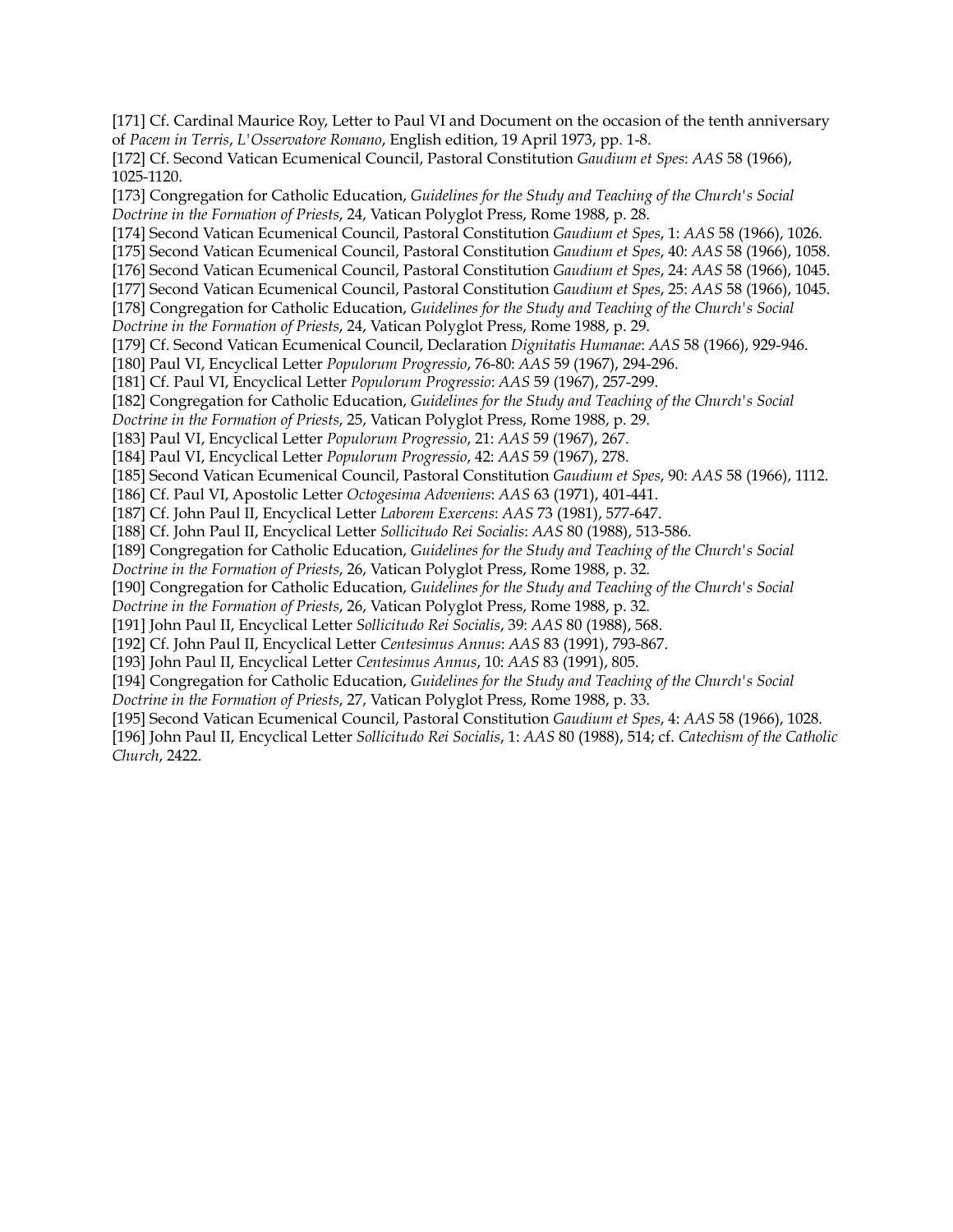[171] Cf. Cardinal Maurice Roy, Letter to Paul VI and Document on the occasion of the tenth anniversary of *Pacem in Terris*, *L'Osservatore Romano*, English edition, 19 April 1973, pp. 1-8.
[172] Cf. Second Vatican Ecumenical Council, Pastoral Constitution *Gaudium et Spes*: *AAS* 58 (1966), 1025-1120.
[173] Congregation for Catholic Education, *Guidelines for the Study and Teaching of the Church's Social Doctrine in the Formation of Priests*, 24, Vatican Polyglot Press, Rome 1988, p. 28.
[174] Second Vatican Ecumenical Council, Pastoral Constitution *Gaudium et Spes*, 1: *AAS* 58 (1966), 1026.
[175] Second Vatican Ecumenical Council, Pastoral Constitution *Gaudium et Spes*, 40: *AAS* 58 (1966), 1058.
[176] Second Vatican Ecumenical Council, Pastoral Constitution *Gaudium et Spes*, 24: *AAS* 58 (1966), 1045.
[177] Second Vatican Ecumenical Council, Pastoral Constitution *Gaudium et Spes*, 25: *AAS* 58 (1966), 1045.
[178] Congregation for Catholic Education, *Guidelines for the Study and Teaching of the Church's Social Doctrine in the Formation of Priests*, 24, Vatican Polyglot Press, Rome 1988, p. 29.
[179] Cf. Second Vatican Ecumenical Council, Declaration *Dignitatis Humanae*: *AAS* 58 (1966), 929-946.
[180] Paul VI, Encyclical Letter *Populorum Progressio*, 76-80: *AAS* 59 (1967), 294-296.
[181] Cf. Paul VI, Encyclical Letter *Populorum Progressio*: *AAS* 59 (1967), 257-299.
[182] Congregation for Catholic Education, *Guidelines for the Study and Teaching of the Church's Social Doctrine in the Formation of Priests*, 25, Vatican Polyglot Press, Rome 1988, p. 29.
[183] Paul VI, Encyclical Letter *Populorum Progressio*, 21: *AAS* 59 (1967), 267.
[184] Paul VI, Encyclical Letter *Populorum Progressio*, 42: *AAS* 59 (1967), 278.
[185] Second Vatican Ecumenical Council, Pastoral Constitution *Gaudium et Spes*, 90: *AAS* 58 (1966), 1112.
[186] Cf. Paul VI, Apostolic Letter *Octogesima Adveniens*: *AAS* 63 (1971), 401-441.
[187] Cf. John Paul II, Encyclical Letter *Laborem Exercens*: *AAS* 73 (1981), 577-647.
[188] Cf. John Paul II, Encyclical Letter *Sollicitudo Rei Socialis*: *AAS* 80 (1988), 513-586.
[189] Congregation for Catholic Education, *Guidelines for the Study and Teaching of the Church's Social Doctrine in the Formation of Priests*, 26, Vatican Polyglot Press, Rome 1988, p. 32.
[190] Congregation for Catholic Education, *Guidelines for the Study and Teaching of the Church's Social Doctrine in the Formation of Priests*, 26, Vatican Polyglot Press, Rome 1988, p. 32.
[191] John Paul II, Encyclical Letter *Sollicitudo Rei Socialis*, 39: *AAS* 80 (1988), 568.
[192] Cf. John Paul II, Encyclical Letter *Centesimus Annus*: *AAS* 83 (1991), 793-867.
[193] John Paul II, Encyclical Letter *Centesimus Annus*, 10: *AAS* 83 (1991), 805.
[194] Congregation for Catholic Education, *Guidelines for the Study and Teaching of the Church's Social Doctrine in the Formation of Priests*, 27, Vatican Polyglot Press, Rome 1988, p. 33.
[195] Second Vatican Ecumenical Council, Pastoral Constitution *Gaudium et Spes*, 4: *AAS* 58 (1966), 1028.
[196] John Paul II, Encyclical Letter *Sollicitudo Rei Socialis*, 1: *AAS* 80 (1988), 514; cf. *Catechism of the Catholic Church*, 2422.